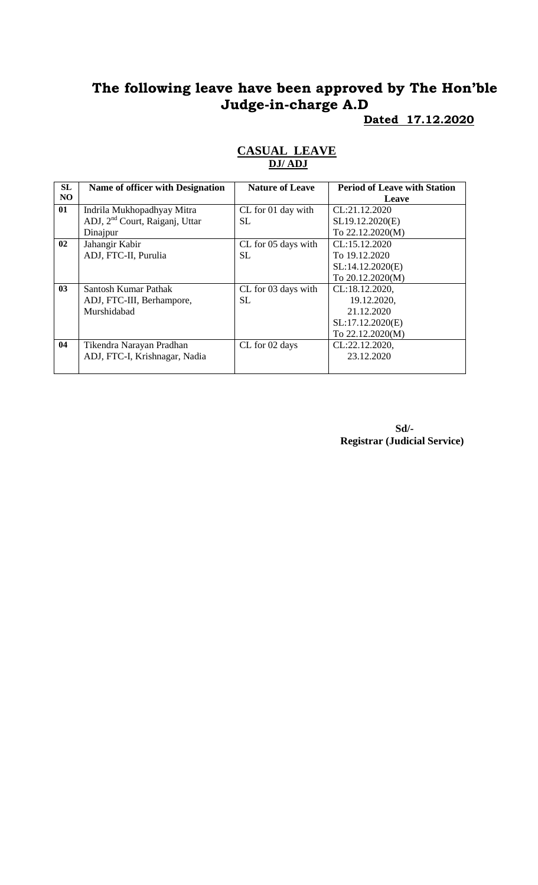# The following leave have been approved by The Hon'ble Judge-in-charge A.D

**Dated 17.12.2020**

## CASUAL LEAVE

**DJ/ ADJ**

| SL NO | Name of officer with Designation | Nature of Leave | Period of Leave with Station Leave |
|---|---|---|---|
| 01 | Indrila Mukhopadhyay Mitra ADJ, 2nd Court, Raiganj, Uttar Dinajpur | CL for 01 day with SL | CL:21.12.2020 SL19.12.2020(E) To 22.12.2020(M) |
| 02 | Jahangir Kabir ADJ, FTC-II, Purulia | CL for 05 days with SL | CL:15.12.2020 To 19.12.2020 SL:14.12.2020(E) To 20.12.2020(M) |
| 03 | Santosh Kumar Pathak ADJ, FTC-III, Berhampore, Murshidabad | CL for 03 days with SL | CL:18.12.2020, 19.12.2020, 21.12.2020 SL:17.12.2020(E) To 22.12.2020(M) |
| 04 | Tikendra Narayan Pradhan ADJ, FTC-I, Krishnagar, Nadia | CL for 02 days | CL:22.12.2020, 23.12.2020 |

Sd/-

**Registrar (Judicial Service)**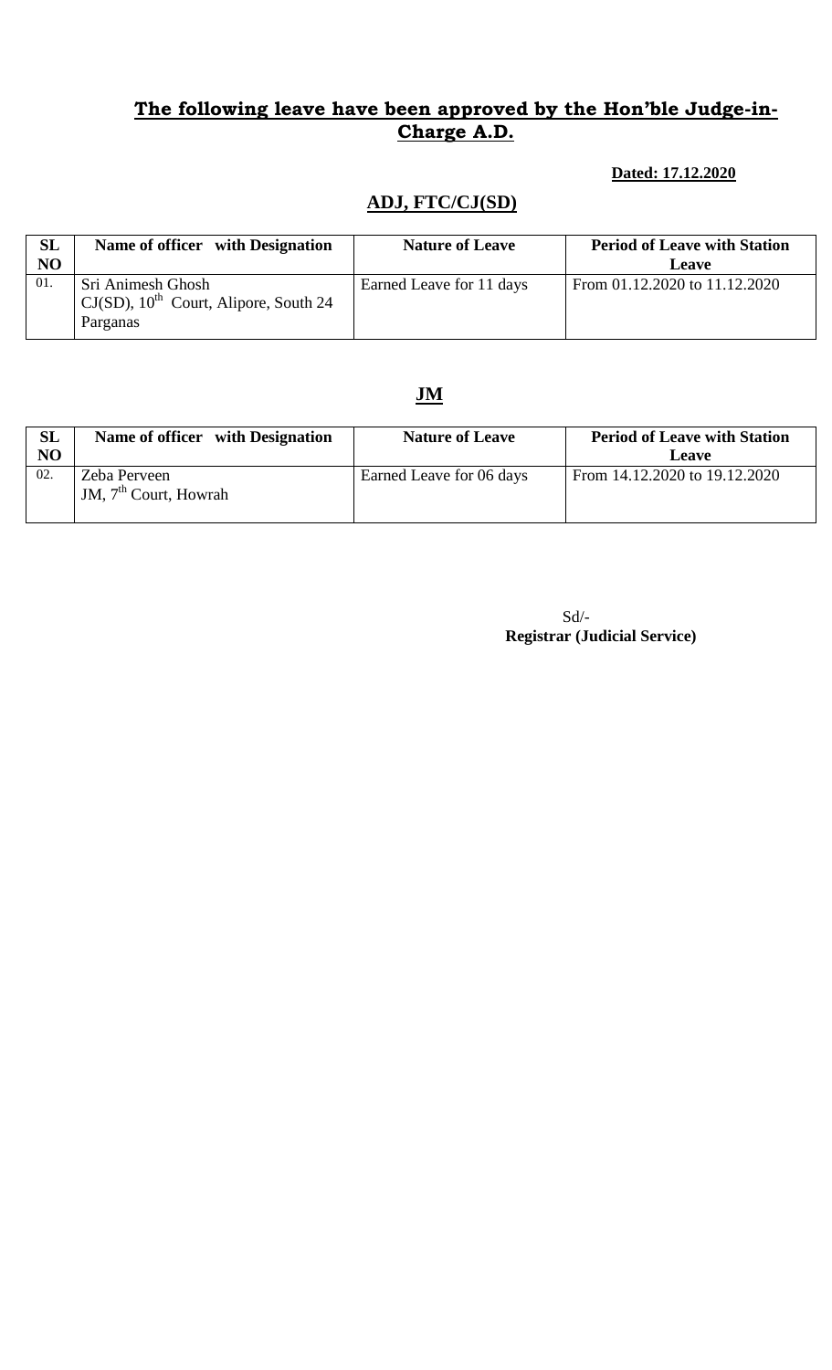## The following leave have been approved by the Hon'ble Judge-in-Charge A.D.

**Dated: 17.12.2020**

### ADJ, FTC/CJ(SD)

| SL NO | Name of officer with Designation | Nature of Leave | Period of Leave with Station Leave |
|---|---|---|---|
| 01. | Sri Animesh Ghosh<br>CJ(SD), 10th Court, Alipore, South 24 Parganas | Earned Leave for 11 days | From 01.12.2020 to 11.12.2020 |

### JM

| SL NO | Name of officer with Designation | Nature of Leave | Period of Leave with Station Leave |
|---|---|---|---|
| 02. | Zeba Perveen<br>JM, 7th Court, Howrah | Earned Leave for 06 days | From 14.12.2020 to 19.12.2020 |

Sd/-
**Registrar (Judicial Service)**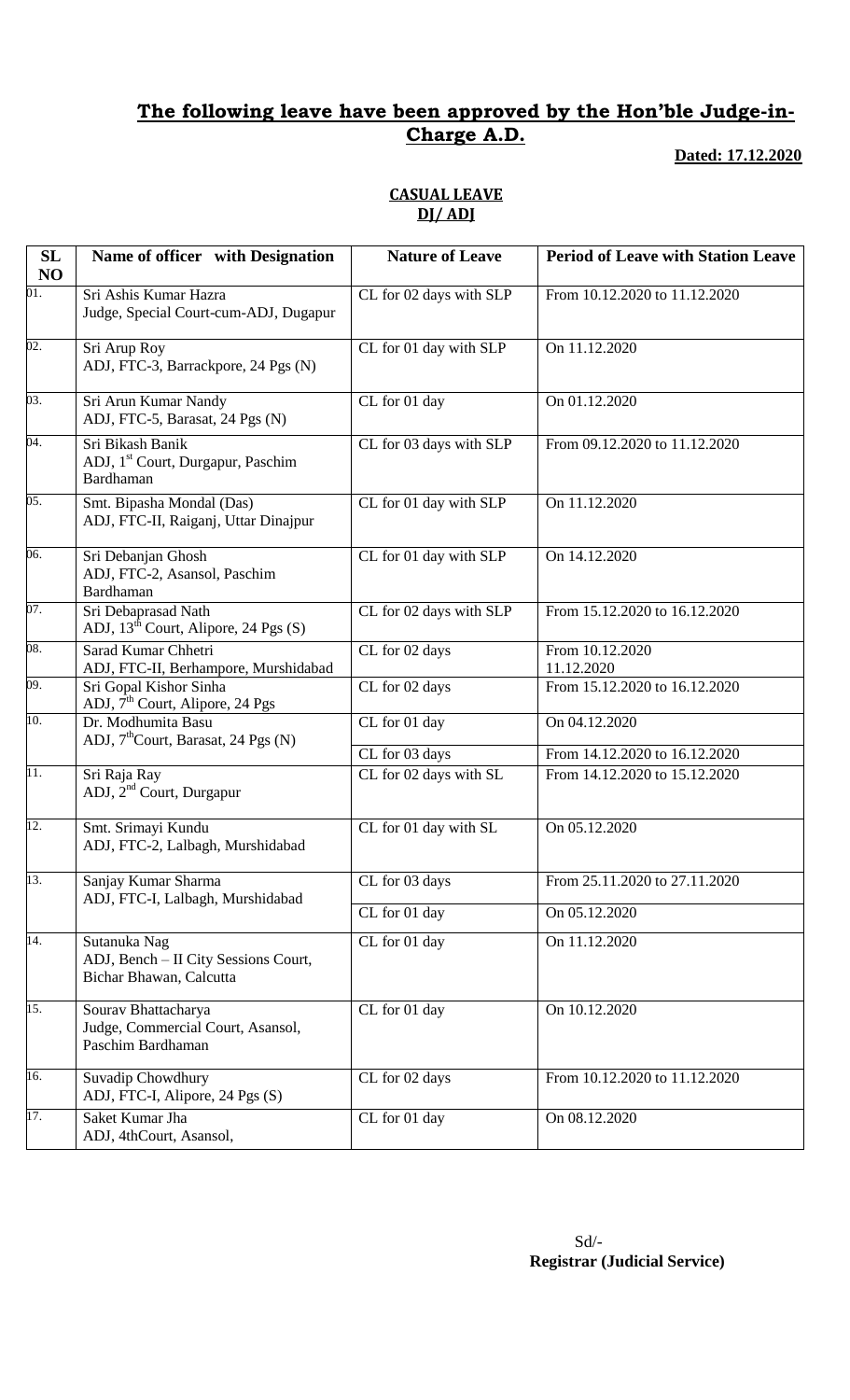## The following leave have been approved by the Hon'ble Judge-in-Charge A.D.

**Dated: 17.12.2020**

### CASUAL LEAVE
### DJ/ ADJ

| SL NO | Name of officer with Designation | Nature of Leave | Period of Leave with Station Leave |
|---|---|---|---|
| 01. | Sri Ashis Kumar Hazra<br>Judge, Special Court-cum-ADJ, Dugapur | CL for 02 days with SLP | From 10.12.2020 to 11.12.2020 |
| 02. | Sri Arup Roy<br>ADJ, FTC-3, Barrackpore, 24 Pgs (N) | CL for 01 day with SLP | On 11.12.2020 |
| 03. | Sri Arun Kumar Nandy<br>ADJ, FTC-5, Barasat, 24 Pgs (N) | CL for 01 day | On 01.12.2020 |
| 04. | Sri Bikash Banik<br>ADJ, 1st Court, Durgapur, Paschim Bardhaman | CL for 03 days with SLP | From 09.12.2020 to 11.12.2020 |
| 05. | Smt. Bipasha Mondal (Das)<br>ADJ, FTC-II, Raiganj, Uttar Dinajpur | CL for 01 day with SLP | On 11.12.2020 |
| 06. | Sri Debanjan Ghosh<br>ADJ, FTC-2, Asansol, Paschim Bardhaman | CL for 01 day with SLP | On 14.12.2020 |
| 07. | Sri Debaprasad Nath<br>ADJ, 13th Court, Alipore, 24 Pgs (S) | CL for 02 days with SLP | From 15.12.2020 to 16.12.2020 |
| 08. | Sarad Kumar Chhetri<br>ADJ, FTC-II, Berhampore, Murshidabad | CL for 02 days | From 10.12.2020<br>11.12.2020 |
| 09. | Sri Gopal Kishor Sinha<br>ADJ, 7th Court, Alipore, 24 Pgs | CL for 02 days | From 15.12.2020 to 16.12.2020 |
| 10. | Dr. Modhumita Basu<br>ADJ, 7thCourt, Barasat, 24 Pgs (N) | CL for 01 day | On 04.12.2020 |
| | | CL for 03 days | From 14.12.2020 to 16.12.2020 |
| 11. | Sri Raja Ray<br>ADJ, 2nd Court, Durgapur | CL for 02 days with SL | From 14.12.2020 to 15.12.2020 |
| 12. | Smt. Srimayi Kundu<br>ADJ, FTC-2, Lalbagh, Murshidabad | CL for 01 day with SL | On 05.12.2020 |
| 13. | Sanjay Kumar Sharma<br>ADJ, FTC-I, Lalbagh, Murshidabad | CL for 03 days | From 25.11.2020 to 27.11.2020 |
| | | CL for 01 day | On 05.12.2020 |
| 14. | Sutanuka Nag<br>ADJ, Bench – II City Sessions Court, Bichar Bhawan, Calcutta | CL for 01 day | On 11.12.2020 |
| 15. | Sourav Bhattacharya<br>Judge, Commercial Court, Asansol, Paschim Bardhaman | CL for 01 day | On 10.12.2020 |
| 16. | Suvadip Chowdhury<br>ADJ, FTC-I, Alipore, 24 Pgs (S) | CL for 02 days | From 10.12.2020 to 11.12.2020 |
| 17. | Saket Kumar Jha<br>ADJ, 4thCourt, Asansol, | CL for 01 day | On 08.12.2020 |

Sd/-
**Registrar (Judicial Service)**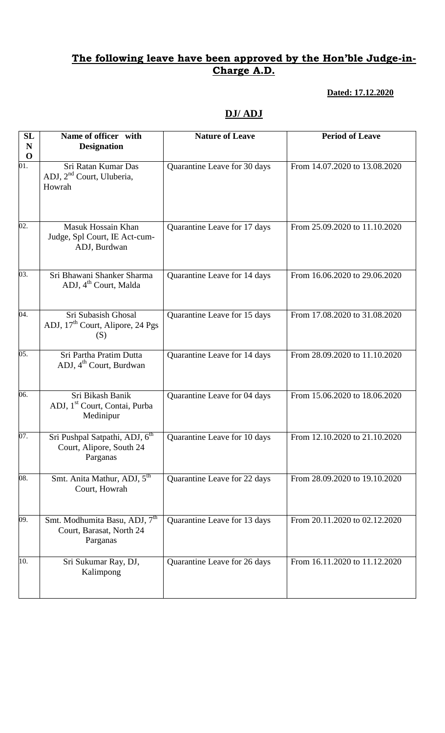## **The following leave have been approved by the Hon'ble Judge-in-Charge A.D.**

**Dated: 17.12.2020**

## **DJ/ ADJ**

| SL NO | Name of officer with Designation | Nature of Leave | Period of Leave |
|---|---|---|---|
| 01. | Sri Ratan Kumar Das ADJ, 2nd Court, Uluberia, Howrah | Quarantine Leave for 30 days | From 14.07.2020 to 13.08.2020 |
| 02. | Masuk Hossain Khan Judge, Spl Court, IE Act-cum-ADJ, Burdwan | Quarantine Leave for 17 days | From 25.09.2020 to 11.10.2020 |
| 03. | Sri Bhawani Shanker Sharma ADJ, 4th Court, Malda | Quarantine Leave for 14 days | From 16.06.2020 to 29.06.2020 |
| 04. | Sri Subasish Ghosal ADJ, 17th Court, Alipore, 24 Pgs (S) | Quarantine Leave for 15 days | From 17.08.2020 to 31.08.2020 |
| 05. | Sri Partha Pratim Dutta ADJ, 4th Court, Burdwan | Quarantine Leave for 14 days | From 28.09.2020 to 11.10.2020 |
| 06. | Sri Bikash Banik ADJ, 1st Court, Contai, Purba Medinipur | Quarantine Leave for 04 days | From 15.06.2020 to 18.06.2020 |
| 07. | Sri Pushpal Satpathi, ADJ, 6th Court, Alipore, South 24 Parganas | Quarantine Leave for 10 days | From 12.10.2020 to 21.10.2020 |
| 08. | Smt. Anita Mathur, ADJ, 5th Court, Howrah | Quarantine Leave for 22 days | From 28.09.2020 to 19.10.2020 |
| 09. | Smt. Modhumita Basu, ADJ, 7th Court, Barasat, North 24 Parganas | Quarantine Leave for 13 days | From 20.11.2020 to 02.12.2020 |
| 10. | Sri Sukumar Ray, DJ, Kalimpong | Quarantine Leave for 26 days | From 16.11.2020 to 11.12.2020 |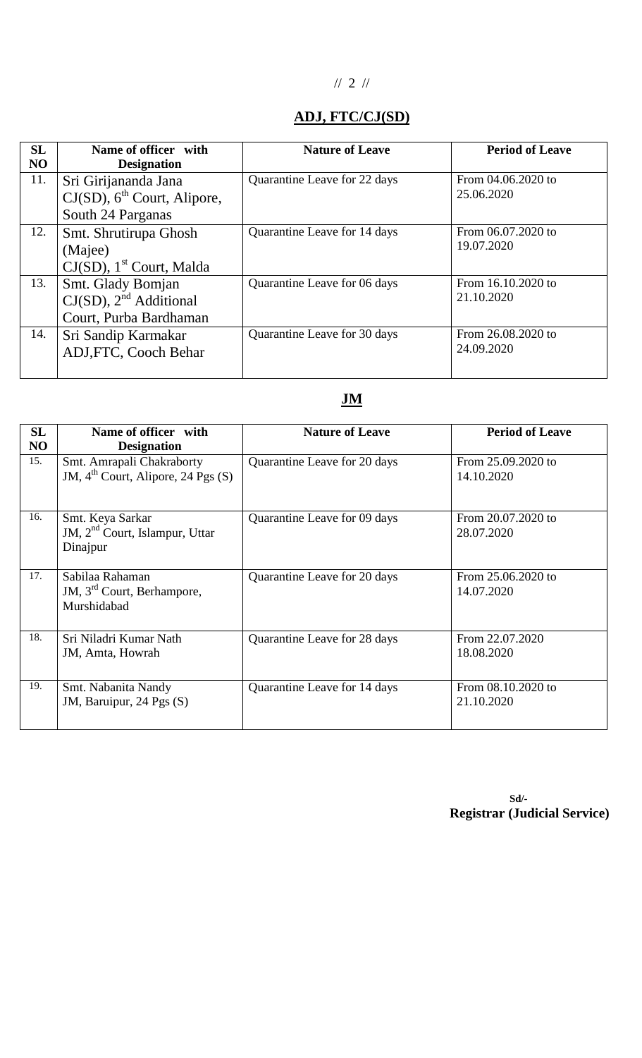// 2 //

## ADJ, FTC/CJ(SD)

| SL NO | Name of officer with Designation | Nature of Leave | Period of Leave |
|---|---|---|---|
| 11. | Sri Girijananda Jana CJ(SD), 6th Court, Alipore, South 24 Parganas | Quarantine Leave for 22 days | From 04.06.2020 to 25.06.2020 |
| 12. | Smt. Shrutirupa Ghosh (Majee) CJ(SD), 1st Court, Malda | Quarantine Leave for 14 days | From 06.07.2020 to 19.07.2020 |
| 13. | Smt. Glady Bomjan CJ(SD), 2nd Additional Court, Purba Bardhaman | Quarantine Leave for 06 days | From 16.10.2020 to 21.10.2020 |
| 14. | Sri Sandip Karmakar ADJ,FTC, Cooch Behar | Quarantine Leave for 30 days | From 26.08.2020 to 24.09.2020 |

## JM

| SL NO | Name of officer with Designation | Nature of Leave | Period of Leave |
|---|---|---|---|
| 15. | Smt. Amrapali Chakraborty JM, 4th Court, Alipore, 24 Pgs (S) | Quarantine Leave for 20 days | From 25.09.2020 to 14.10.2020 |
| 16. | Smt. Keya Sarkar JM, 2nd Court, Islampur, Uttar Dinajpur | Quarantine Leave for 09 days | From 20.07.2020 to 28.07.2020 |
| 17. | Sabilaa Rahaman JM, 3rd Court, Berhampore, Murshidabad | Quarantine Leave for 20 days | From 25.06.2020 to 14.07.2020 |
| 18. | Sri Niladri Kumar Nath JM, Amta, Howrah | Quarantine Leave for 28 days | From 22.07.2020 18.08.2020 |
| 19. | Smt. Nabanita Nandy JM, Baruipur, 24 Pgs (S) | Quarantine Leave for 14 days | From 08.10.2020 to 21.10.2020 |

Sd/-
**Registrar (Judicial Service)**